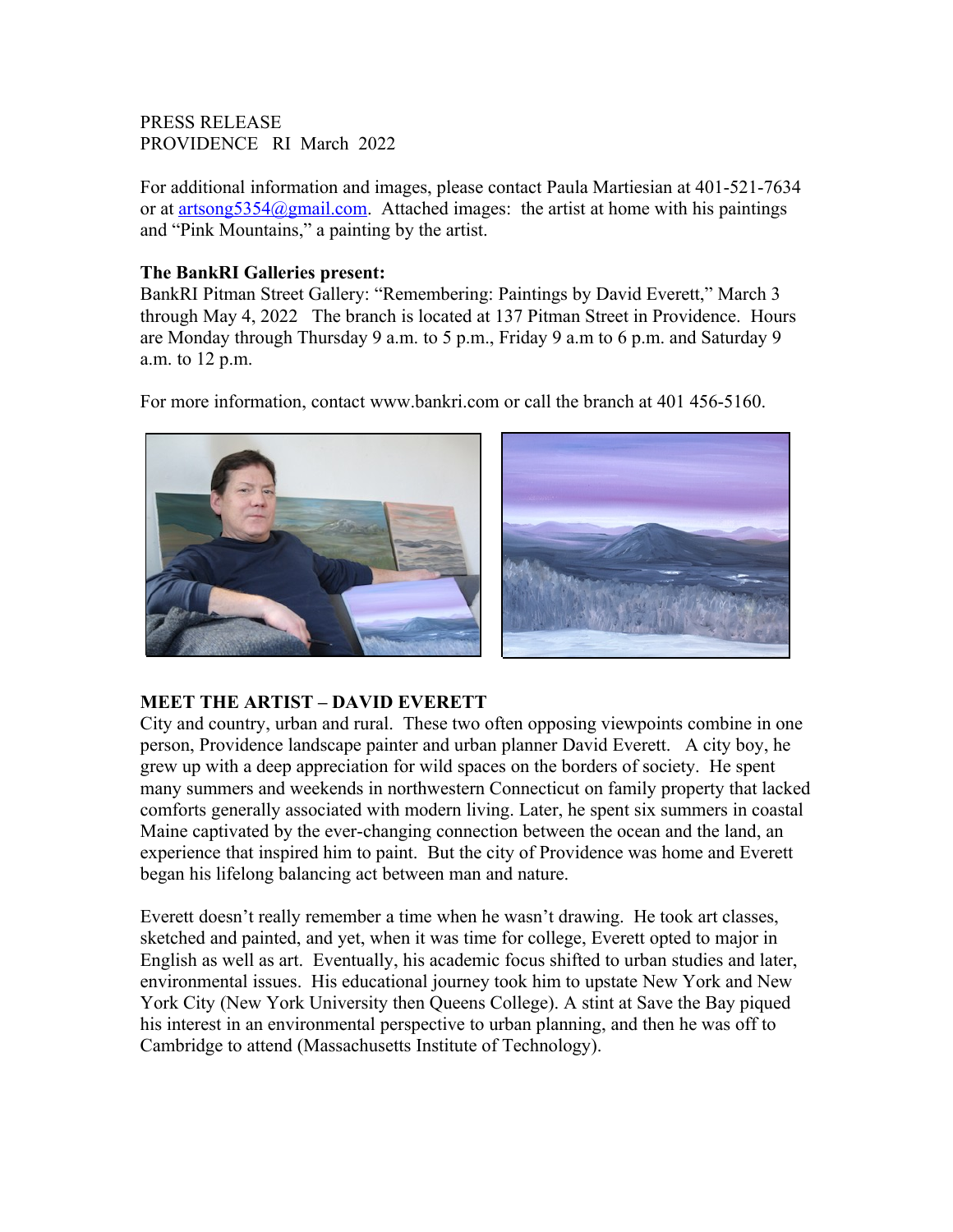PRESS RELEASE
PROVIDENCE RI March 2022

For additional information and images, please contact Paula Martiesian at 401-521-7634 or at artsong5354@gmail.com. Attached images: the artist at home with his paintings and "Pink Mountains," a painting by the artist.

**The BankRI Galleries present:**
BankRI Pitman Street Gallery: "Remembering: Paintings by David Everett," March 3 through May 4, 2022 The branch is located at 137 Pitman Street in Providence. Hours are Monday through Thursday 9 a.m. to 5 p.m., Friday 9 a.m to 6 p.m. and Saturday 9 a.m. to 12 p.m.

For more information, contact www.bankri.com or call the branch at 401 456-5160.

**MEET THE ARTIST – DAVID EVERETT**

City and country, urban and rural. These two often opposing viewpoints combine in one person, Providence landscape painter and urban planner David Everett. A city boy, he grew up with a deep appreciation for wild spaces on the borders of society. He spent many summers and weekends in northwestern Connecticut on family property that lacked comforts generally associated with modern living. Later, he spent six summers in coastal Maine captivated by the ever-changing connection between the ocean and the land, an experience that inspired him to paint. But the city of Providence was home and Everett began his lifelong balancing act between man and nature.

Everett doesn't really remember a time when he wasn't drawing. He took art classes, sketched and painted, and yet, when it was time for college, Everett opted to major in English as well as art. Eventually, his academic focus shifted to urban studies and later, environmental issues. His educational journey took him to upstate New York and New York City (New York University then Queens College). A stint at Save the Bay piqued his interest in an environmental perspective to urban planning, and then he was off to Cambridge to attend (Massachusetts Institute of Technology).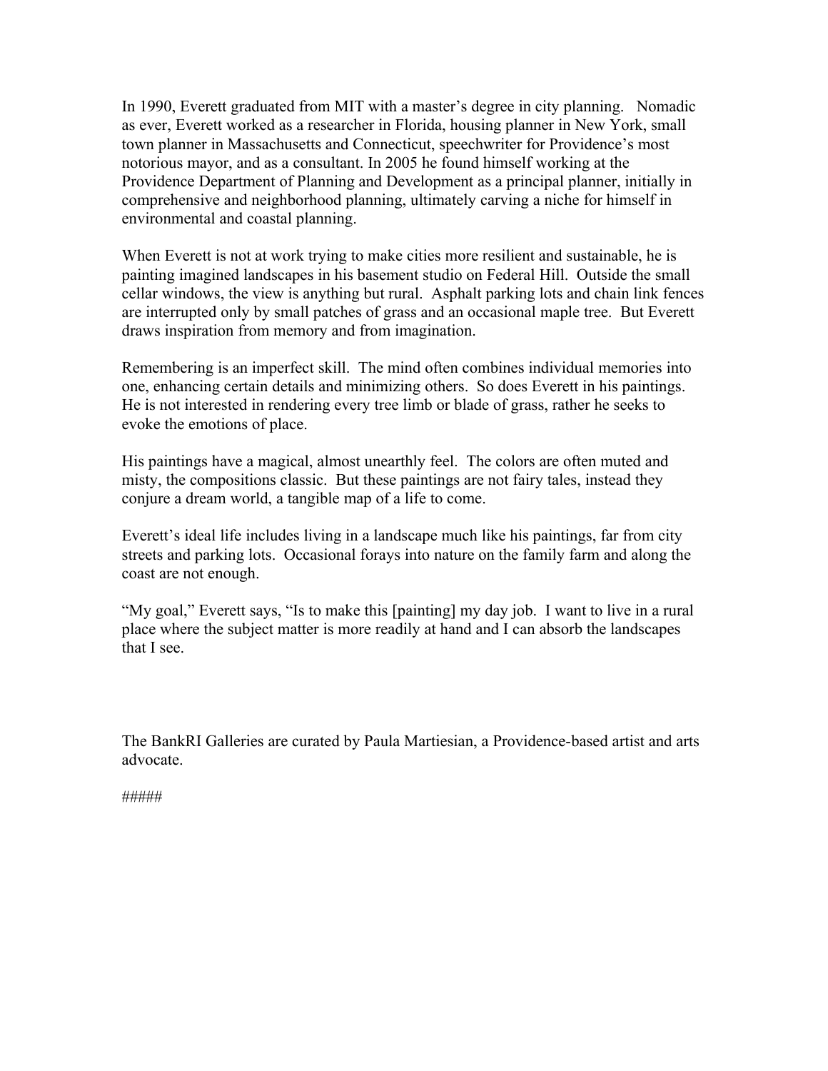In 1990, Everett graduated from MIT with a master's degree in city planning. Nomadic as ever, Everett worked as a researcher in Florida, housing planner in New York, small town planner in Massachusetts and Connecticut, speechwriter for Providence's most notorious mayor, and as a consultant. In 2005 he found himself working at the Providence Department of Planning and Development as a principal planner, initially in comprehensive and neighborhood planning, ultimately carving a niche for himself in environmental and coastal planning.

When Everett is not at work trying to make cities more resilient and sustainable, he is painting imagined landscapes in his basement studio on Federal Hill. Outside the small cellar windows, the view is anything but rural. Asphalt parking lots and chain link fences are interrupted only by small patches of grass and an occasional maple tree. But Everett draws inspiration from memory and from imagination.

Remembering is an imperfect skill. The mind often combines individual memories into one, enhancing certain details and minimizing others. So does Everett in his paintings. He is not interested in rendering every tree limb or blade of grass, rather he seeks to evoke the emotions of place.

His paintings have a magical, almost unearthly feel. The colors are often muted and misty, the compositions classic. But these paintings are not fairy tales, instead they conjure a dream world, a tangible map of a life to come.

Everett's ideal life includes living in a landscape much like his paintings, far from city streets and parking lots. Occasional forays into nature on the family farm and along the coast are not enough.

"My goal," Everett says, "Is to make this [painting] my day job. I want to live in a rural place where the subject matter is more readily at hand and I can absorb the landscapes that I see.

The BankRI Galleries are curated by Paula Martiesian, a Providence-based artist and arts advocate.

#####